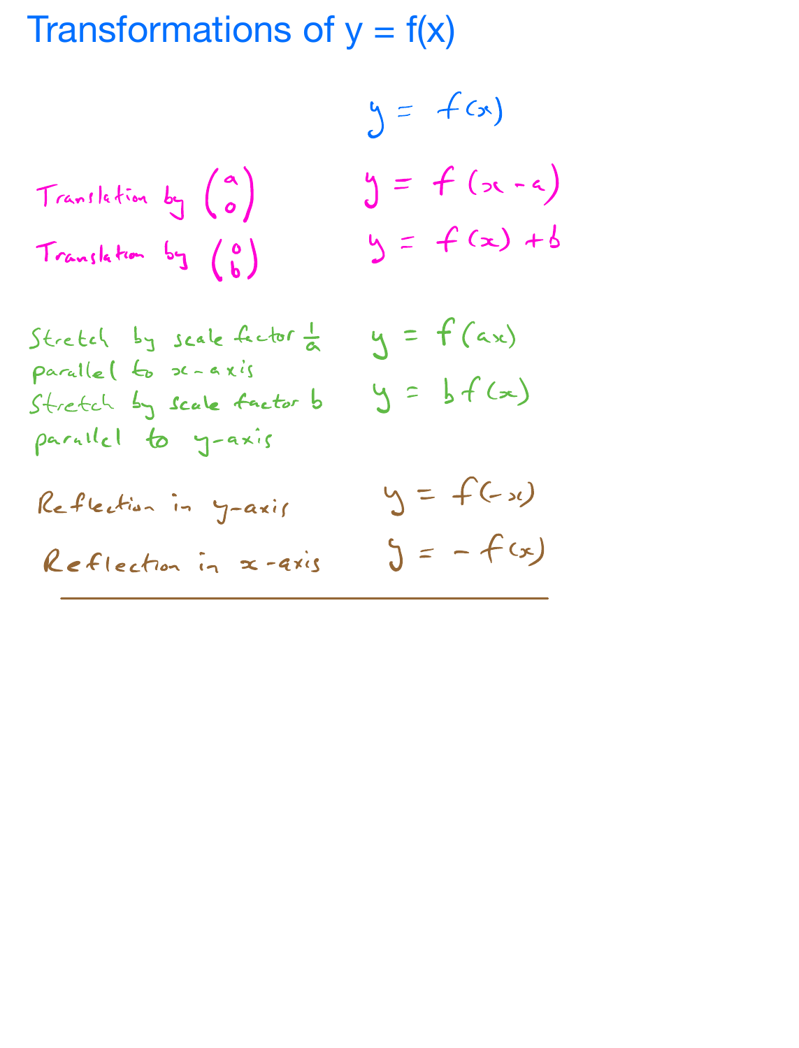# Transformations of y = f(x)

| | $y = f(x)$ |
|---|---|
| Translation by $\begin{pmatrix} a \\ 0 \end{pmatrix}$ | $y = f(x - a)$ |
| Translation by $\begin{pmatrix} 0 \\ b \end{pmatrix}$ | $y = f(x) + b$ |
| Stretch by scale factor $\frac{1}{a}$ parallel to $x$-axis | $y = f(ax)$ |
| Stretch by scale factor $b$ parallel to $y$-axis | $y = bf(x)$ |
| Reflection in $y$-axis | $y = f(-x)$ |
| Reflection in $x$-axis | $y = -f(x)$ |

---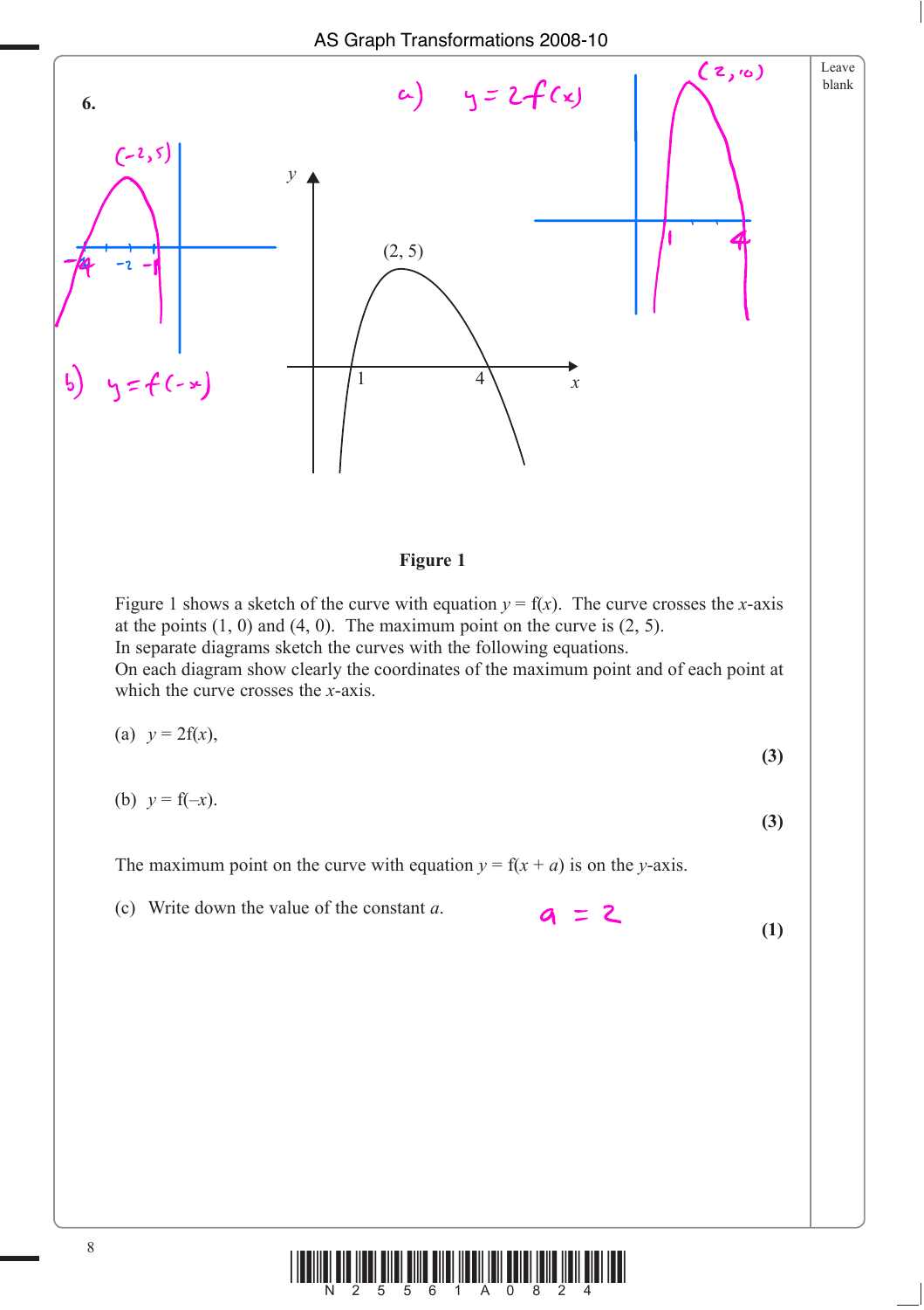**6.**

a) $y = 2f(x)$

b) $y = f(-x)$

Figure 1

Figure 1 shows a sketch of the curve with equation $y = f(x)$. The curve crosses the $x$-axis at the points (1, 0) and (4, 0). The maximum point on the curve is (2, 5).
In separate diagrams sketch the curves with the following equations.
On each diagram show clearly the coordinates of the maximum point and of each point at which the curve crosses the $x$-axis.

(a) $y = 2f(x)$, **(3)**

(b) $y = f(-x)$. **(3)**

The maximum point on the curve with equation $y = f(x + a)$ is on the $y$-axis.

(c) Write down the value of the constant $a$. $a = 2$ **(1)**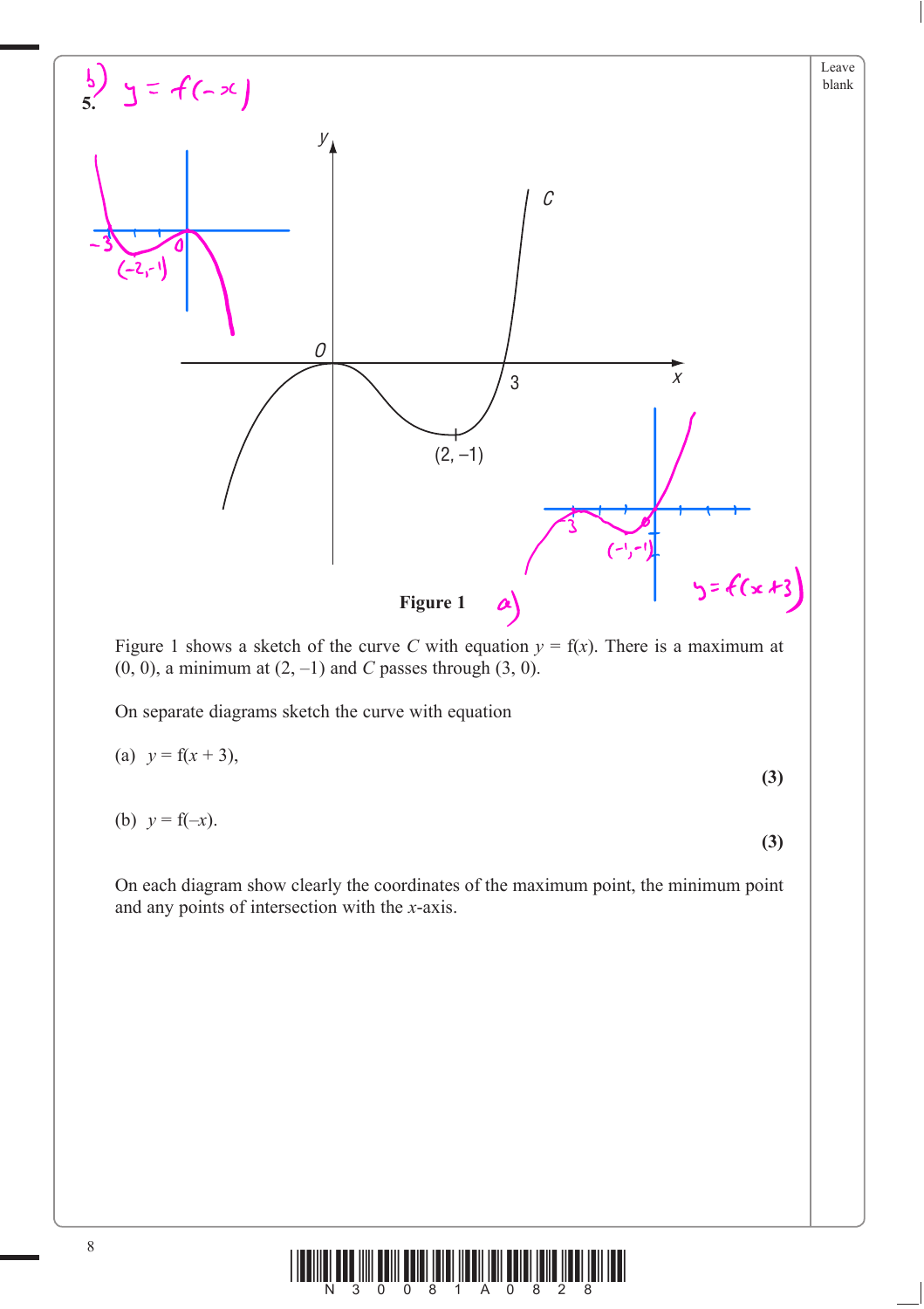**5.**

**Figure 1**

Figure 1 shows a sketch of the curve $C$ with equation $y = \text{f}(x)$. There is a maximum at $(0, 0)$, a minimum at $(2, -1)$ and $C$ passes through $(3, 0)$.

On separate diagrams sketch the curve with equation

(a) $y = \text{f}(x + 3)$, **(3)**

(b) $y = \text{f}(-x)$. **(3)**

On each diagram show clearly the coordinates of the maximum point, the minimum point and any points of intersection with the $x$-axis.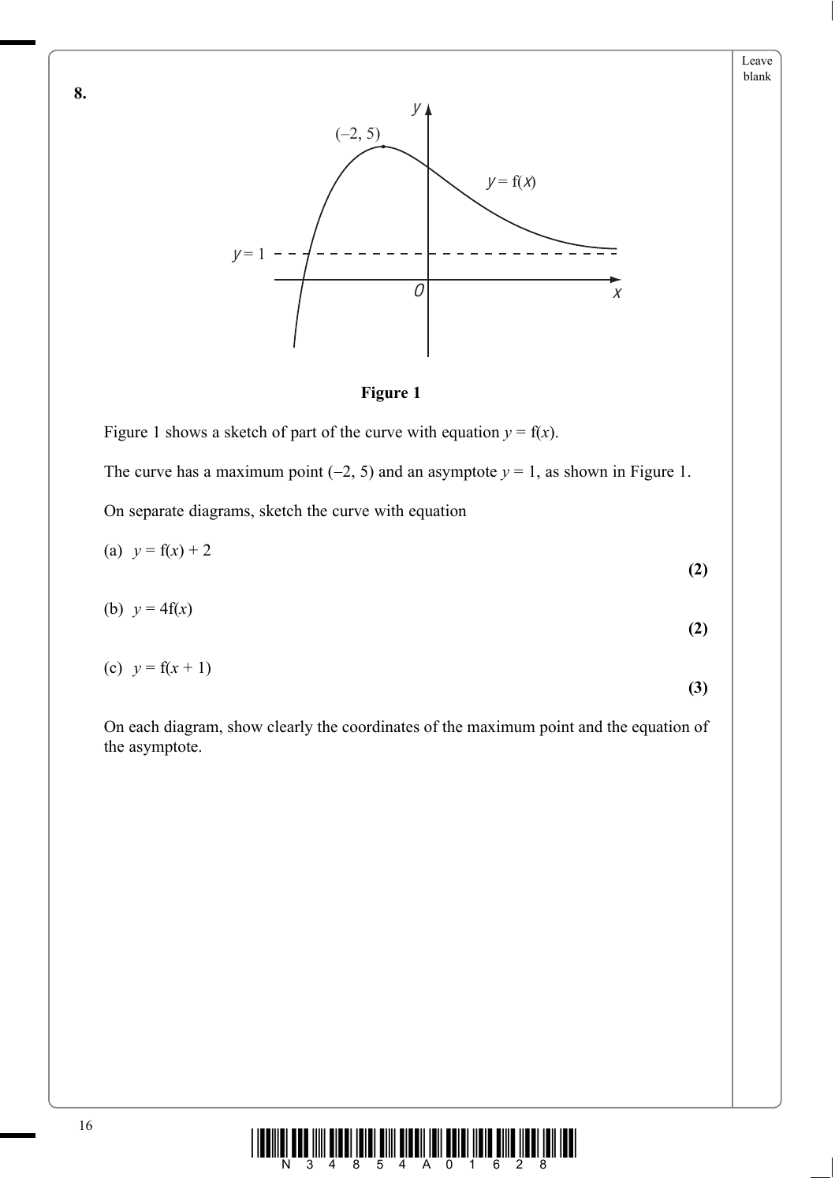**8.**

**Figure 1**

Figure 1 shows a sketch of part of the curve with equation $y = \mathrm{f}(x)$.

The curve has a maximum point $(-2, 5)$ and an asymptote $y = 1$, as shown in Figure 1.

On separate diagrams, sketch the curve with equation

(a) $y = \mathrm{f}(x) + 2$ **(2)**

(b) $y = 4\mathrm{f}(x)$ **(2)**

(c) $y = \mathrm{f}(x + 1)$ **(3)**

On each diagram, show clearly the coordinates of the maximum point and the equation of the asymptote.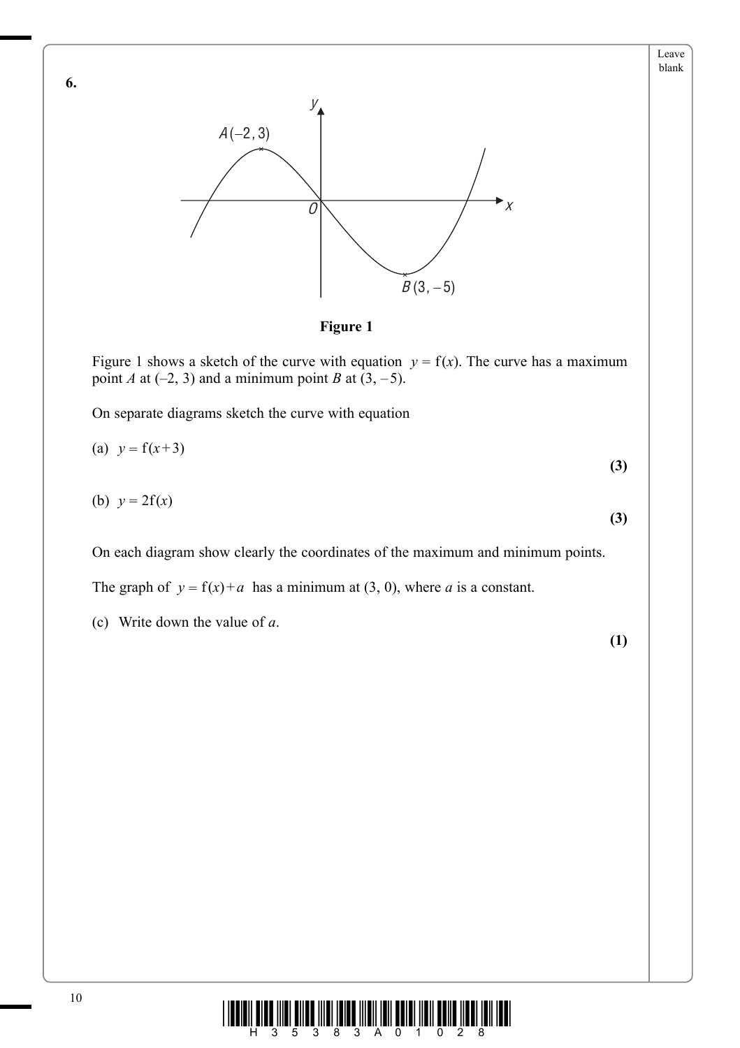**6.**

**Figure 1**

Figure 1 shows a sketch of the curve with equation $y = f(x)$. The curve has a maximum point $A$ at $(-2, 3)$ and a minimum point $B$ at $(3, -5)$.

On separate diagrams sketch the curve with equation

(a) $y = f(x+3)$ **(3)**

(b) $y = 2f(x)$ **(3)**

On each diagram show clearly the coordinates of the maximum and minimum points.

The graph of $y = f(x) + a$ has a minimum at $(3, 0)$, where $a$ is a constant.

(c) Write down the value of $a$. **(1)**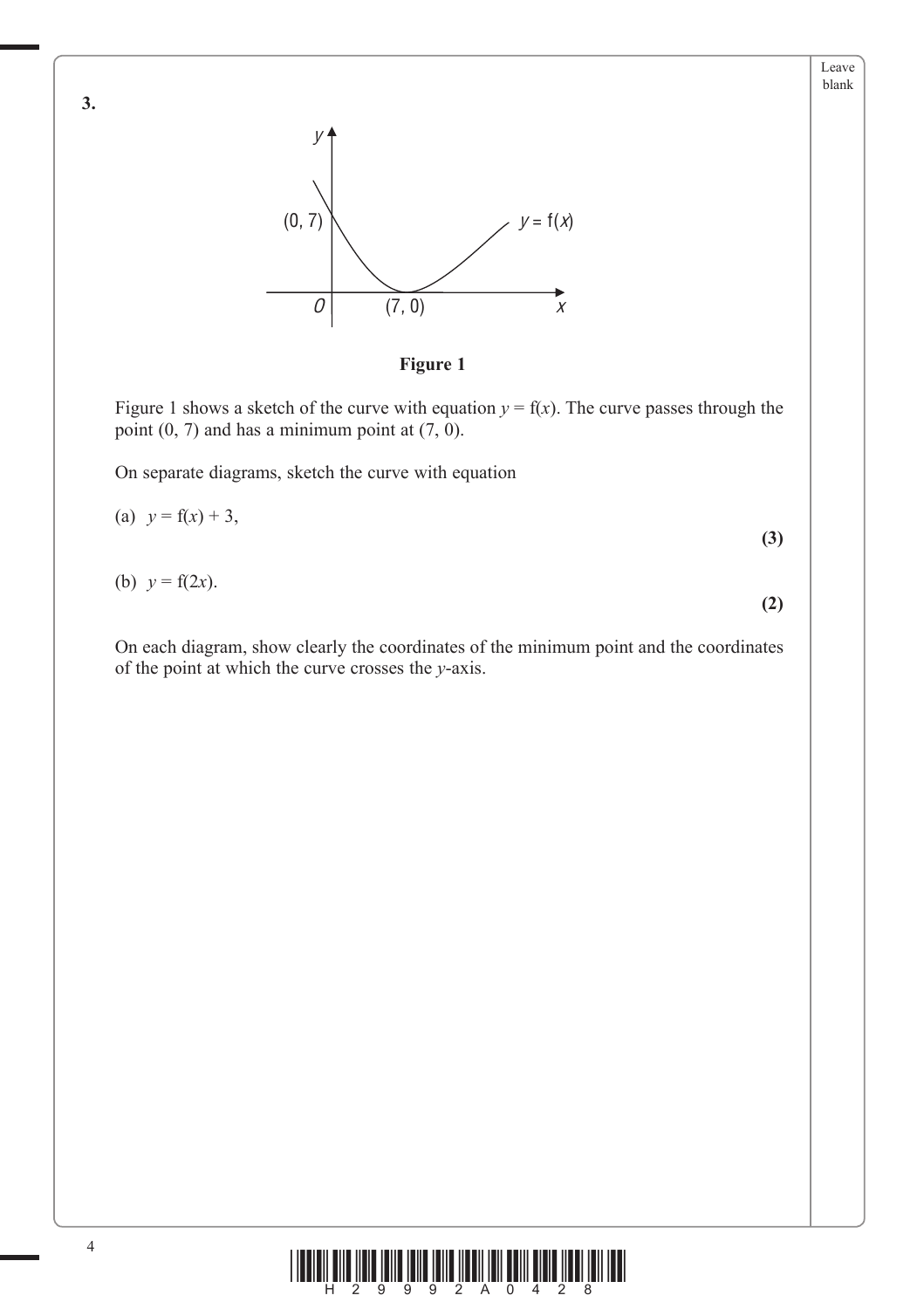**3.**

$y$

(0, 7)

$y = \mathrm{f}(x)$

$O$

(7, 0)

$x$

**Figure 1**

Figure 1 shows a sketch of the curve with equation $y = \mathrm{f}(x)$. The curve passes through the point (0, 7) and has a minimum point at (7, 0).

On separate diagrams, sketch the curve with equation

(a) $y = \mathrm{f}(x) + 3$,

**(3)**

(b) $y = \mathrm{f}(2x)$.

**(2)**

On each diagram, show clearly the coordinates of the minimum point and the coordinates of the point at which the curve crosses the $y$-axis.